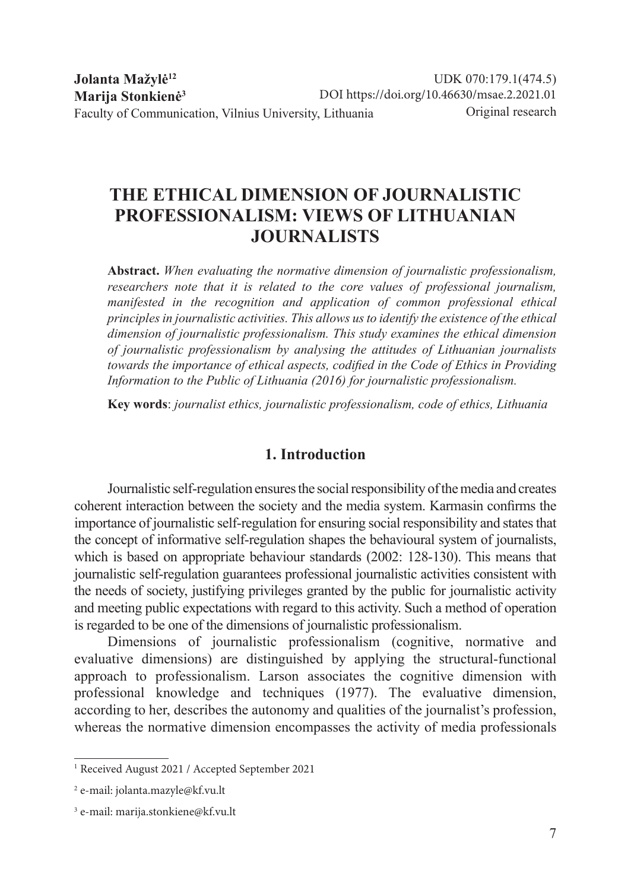**Jolanta Mažylė**[1,2]
**Marija Stonkienė**[3]
Faculty of Communication, Vilnius University, Lithuania

UDK 070:179.1(474.5)
DOI https://doi.org/10.46630/msae.2.2021.01
Original research

# THE ETHICAL DIMENSION OF JOURNALISTIC PROFESSIONALISM: VIEWS OF LITHUANIAN JOURNALISTS

**Abstract.** *When evaluating the normative dimension of journalistic professionalism, researchers note that it is related to the core values of professional journalism, manifested in the recognition and application of common professional ethical principles in journalistic activities. This allows us to identify the existence of the ethical dimension of journalistic professionalism. This study examines the ethical dimension of journalistic professionalism by analysing the attitudes of Lithuanian journalists towards the importance of ethical aspects, codified in the Code of Ethics in Providing Information to the Public of Lithuania (2016) for journalistic professionalism.*

**Key words**: *journalist ethics, journalistic professionalism, code of ethics, Lithuania*

## 1. Introduction

Journalistic self-regulation ensures the social responsibility of the media and creates coherent interaction between the society and the media system. Karmasin confirms the importance of journalistic self-regulation for ensuring social responsibility and states that the concept of informative self-regulation shapes the behavioural system of journalists, which is based on appropriate behaviour standards (2002: 128-130). This means that journalistic self-regulation guarantees professional journalistic activities consistent with the needs of society, justifying privileges granted by the public for journalistic activity and meeting public expectations with regard to this activity. Such a method of operation is regarded to be one of the dimensions of journalistic professionalism.

Dimensions of journalistic professionalism (cognitive, normative and evaluative dimensions) are distinguished by applying the structural-functional approach to professionalism. Larson associates the cognitive dimension with professional knowledge and techniques (1977). The evaluative dimension, according to her, describes the autonomy and qualities of the journalist's profession, whereas the normative dimension encompasses the activity of media professionals

---

[1] Received August 2021 / Accepted September 2021

[2] e-mail: jolanta.mazyle@kf.vu.lt

[3] e-mail: marija.stonkiene@kf.vu.lt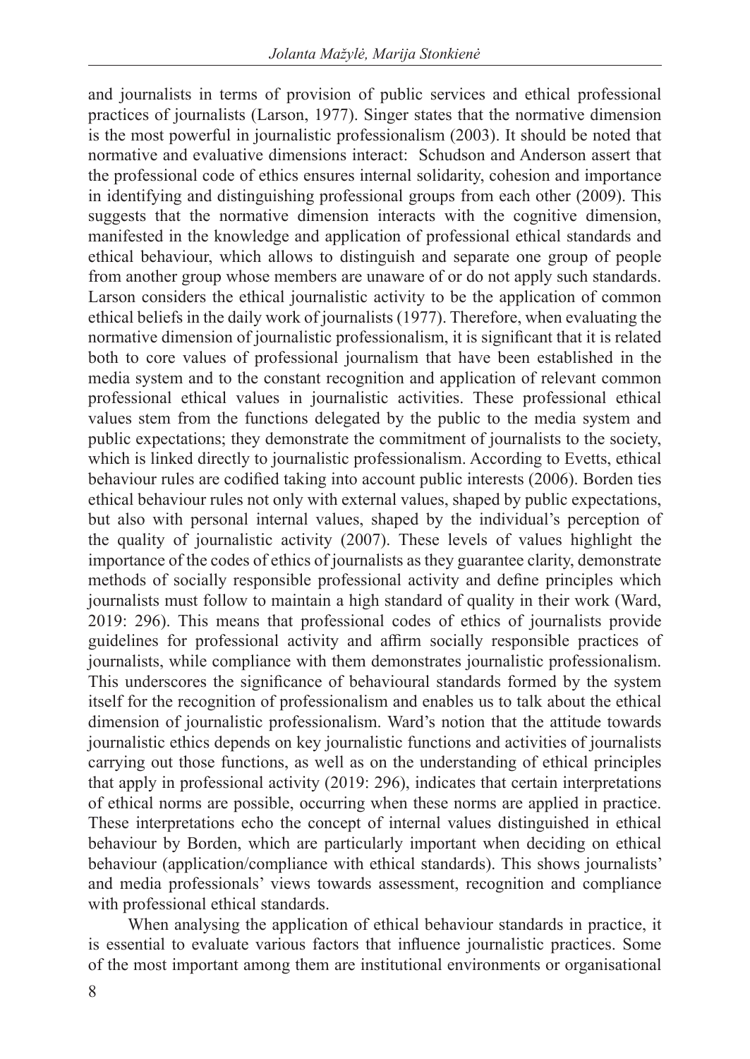and journalists in terms of provision of public services and ethical professional practices of journalists (Larson, 1977). Singer states that the normative dimension is the most powerful in journalistic professionalism (2003). It should be noted that normative and evaluative dimensions interact: Schudson and Anderson assert that the professional code of ethics ensures internal solidarity, cohesion and importance in identifying and distinguishing professional groups from each other (2009). This suggests that the normative dimension interacts with the cognitive dimension, manifested in the knowledge and application of professional ethical standards and ethical behaviour, which allows to distinguish and separate one group of people from another group whose members are unaware of or do not apply such standards. Larson considers the ethical journalistic activity to be the application of common ethical beliefs in the daily work of journalists (1977). Therefore, when evaluating the normative dimension of journalistic professionalism, it is significant that it is related both to core values of professional journalism that have been established in the media system and to the constant recognition and application of relevant common professional ethical values in journalistic activities. These professional ethical values stem from the functions delegated by the public to the media system and public expectations; they demonstrate the commitment of journalists to the society, which is linked directly to journalistic professionalism. According to Evetts, ethical behaviour rules are codified taking into account public interests (2006). Borden ties ethical behaviour rules not only with external values, shaped by public expectations, but also with personal internal values, shaped by the individual's perception of the quality of journalistic activity (2007). These levels of values highlight the importance of the codes of ethics of journalists as they guarantee clarity, demonstrate methods of socially responsible professional activity and define principles which journalists must follow to maintain a high standard of quality in their work (Ward, 2019: 296). This means that professional codes of ethics of journalists provide guidelines for professional activity and affirm socially responsible practices of journalists, while compliance with them demonstrates journalistic professionalism. This underscores the significance of behavioural standards formed by the system itself for the recognition of professionalism and enables us to talk about the ethical dimension of journalistic professionalism. Ward's notion that the attitude towards journalistic ethics depends on key journalistic functions and activities of journalists carrying out those functions, as well as on the understanding of ethical principles that apply in professional activity (2019: 296), indicates that certain interpretations of ethical norms are possible, occurring when these norms are applied in practice. These interpretations echo the concept of internal values distinguished in ethical behaviour by Borden, which are particularly important when deciding on ethical behaviour (application/compliance with ethical standards). This shows journalists' and media professionals' views towards assessment, recognition and compliance with professional ethical standards.

When analysing the application of ethical behaviour standards in practice, it is essential to evaluate various factors that influence journalistic practices. Some of the most important among them are institutional environments or organisational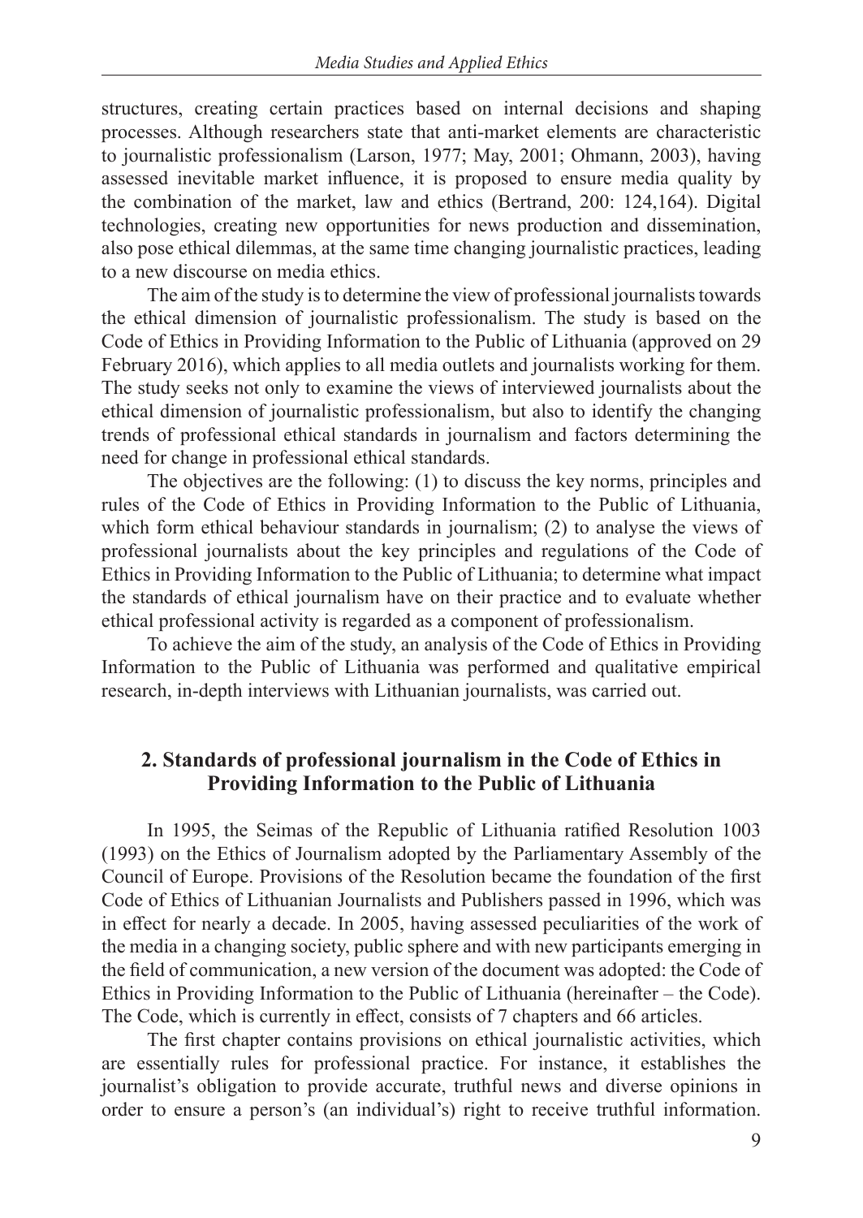structures, creating certain practices based on internal decisions and shaping processes. Although researchers state that anti-market elements are characteristic to journalistic professionalism (Larson, 1977; May, 2001; Ohmann, 2003), having assessed inevitable market influence, it is proposed to ensure media quality by the combination of the market, law and ethics (Bertrand, 200: 124,164). Digital technologies, creating new opportunities for news production and dissemination, also pose ethical dilemmas, at the same time changing journalistic practices, leading to a new discourse on media ethics.

The aim of the study is to determine the view of professional journalists towards the ethical dimension of journalistic professionalism. The study is based on the Code of Ethics in Providing Information to the Public of Lithuania (approved on 29 February 2016), which applies to all media outlets and journalists working for them. The study seeks not only to examine the views of interviewed journalists about the ethical dimension of journalistic professionalism, but also to identify the changing trends of professional ethical standards in journalism and factors determining the need for change in professional ethical standards.

The objectives are the following: (1) to discuss the key norms, principles and rules of the Code of Ethics in Providing Information to the Public of Lithuania, which form ethical behaviour standards in journalism; (2) to analyse the views of professional journalists about the key principles and regulations of the Code of Ethics in Providing Information to the Public of Lithuania; to determine what impact the standards of ethical journalism have on their practice and to evaluate whether ethical professional activity is regarded as a component of professionalism.

To achieve the aim of the study, an analysis of the Code of Ethics in Providing Information to the Public of Lithuania was performed and qualitative empirical research, in-depth interviews with Lithuanian journalists, was carried out.

## 2. Standards of professional journalism in the Code of Ethics in Providing Information to the Public of Lithuania

In 1995, the Seimas of the Republic of Lithuania ratified Resolution 1003 (1993) on the Ethics of Journalism adopted by the Parliamentary Assembly of the Council of Europe. Provisions of the Resolution became the foundation of the first Code of Ethics of Lithuanian Journalists and Publishers passed in 1996, which was in effect for nearly a decade. In 2005, having assessed peculiarities of the work of the media in a changing society, public sphere and with new participants emerging in the field of communication, a new version of the document was adopted: the Code of Ethics in Providing Information to the Public of Lithuania (hereinafter – the Code). The Code, which is currently in effect, consists of 7 chapters and 66 articles.

The first chapter contains provisions on ethical journalistic activities, which are essentially rules for professional practice. For instance, it establishes the journalist's obligation to provide accurate, truthful news and diverse opinions in order to ensure a person's (an individual's) right to receive truthful information.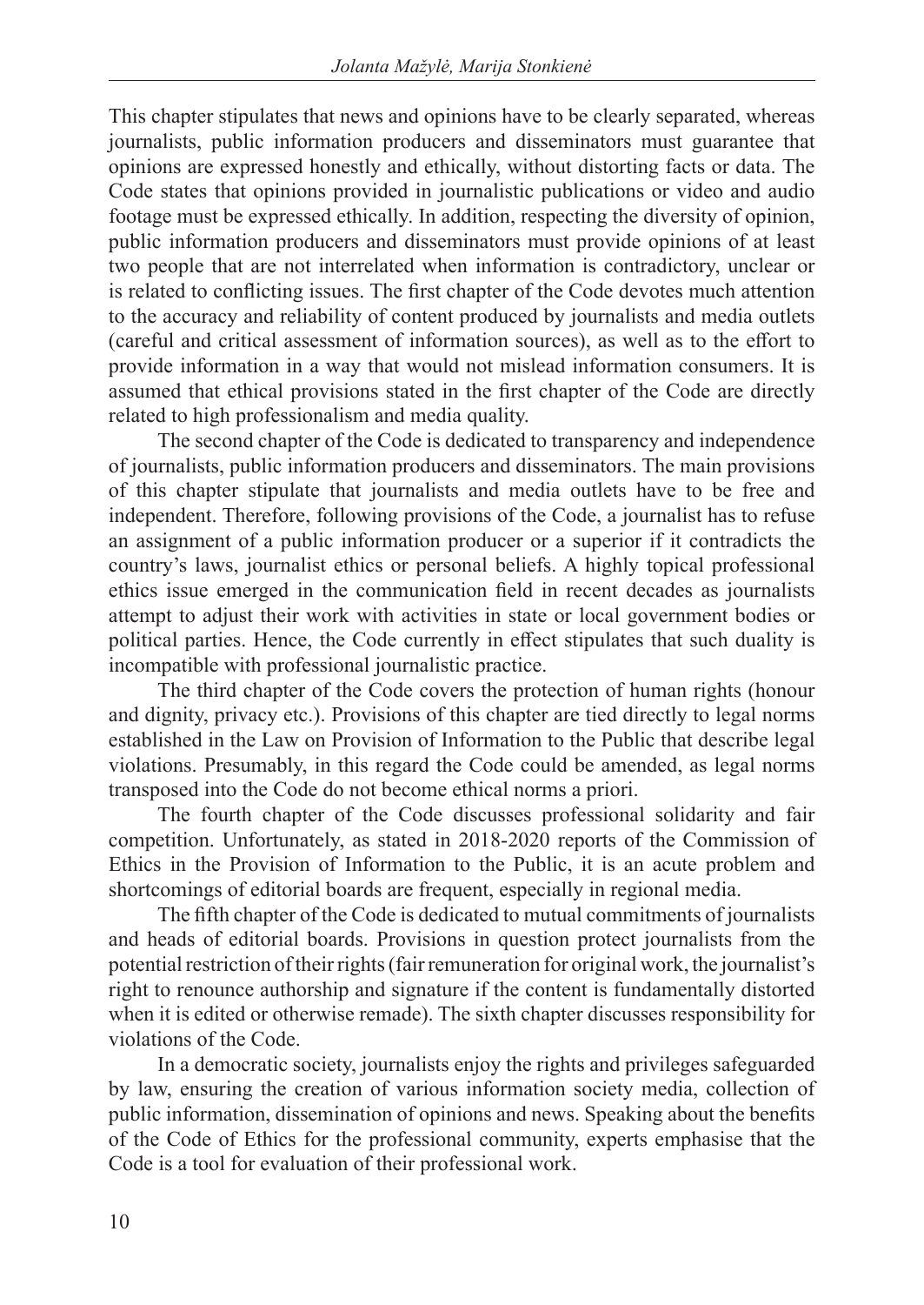This chapter stipulates that news and opinions have to be clearly separated, whereas journalists, public information producers and disseminators must guarantee that opinions are expressed honestly and ethically, without distorting facts or data. The Code states that opinions provided in journalistic publications or video and audio footage must be expressed ethically. In addition, respecting the diversity of opinion, public information producers and disseminators must provide opinions of at least two people that are not interrelated when information is contradictory, unclear or is related to conflicting issues. The first chapter of the Code devotes much attention to the accuracy and reliability of content produced by journalists and media outlets (careful and critical assessment of information sources), as well as to the effort to provide information in a way that would not mislead information consumers. It is assumed that ethical provisions stated in the first chapter of the Code are directly related to high professionalism and media quality.

The second chapter of the Code is dedicated to transparency and independence of journalists, public information producers and disseminators. The main provisions of this chapter stipulate that journalists and media outlets have to be free and independent. Therefore, following provisions of the Code, a journalist has to refuse an assignment of a public information producer or a superior if it contradicts the country's laws, journalist ethics or personal beliefs. A highly topical professional ethics issue emerged in the communication field in recent decades as journalists attempt to adjust their work with activities in state or local government bodies or political parties. Hence, the Code currently in effect stipulates that such duality is incompatible with professional journalistic practice.

The third chapter of the Code covers the protection of human rights (honour and dignity, privacy etc.). Provisions of this chapter are tied directly to legal norms established in the Law on Provision of Information to the Public that describe legal violations. Presumably, in this regard the Code could be amended, as legal norms transposed into the Code do not become ethical norms a priori.

The fourth chapter of the Code discusses professional solidarity and fair competition. Unfortunately, as stated in 2018-2020 reports of the Commission of Ethics in the Provision of Information to the Public, it is an acute problem and shortcomings of editorial boards are frequent, especially in regional media.

The fifth chapter of the Code is dedicated to mutual commitments of journalists and heads of editorial boards. Provisions in question protect journalists from the potential restriction of their rights (fair remuneration for original work, the journalist's right to renounce authorship and signature if the content is fundamentally distorted when it is edited or otherwise remade). The sixth chapter discusses responsibility for violations of the Code.

In a democratic society, journalists enjoy the rights and privileges safeguarded by law, ensuring the creation of various information society media, collection of public information, dissemination of opinions and news. Speaking about the benefits of the Code of Ethics for the professional community, experts emphasise that the Code is a tool for evaluation of their professional work.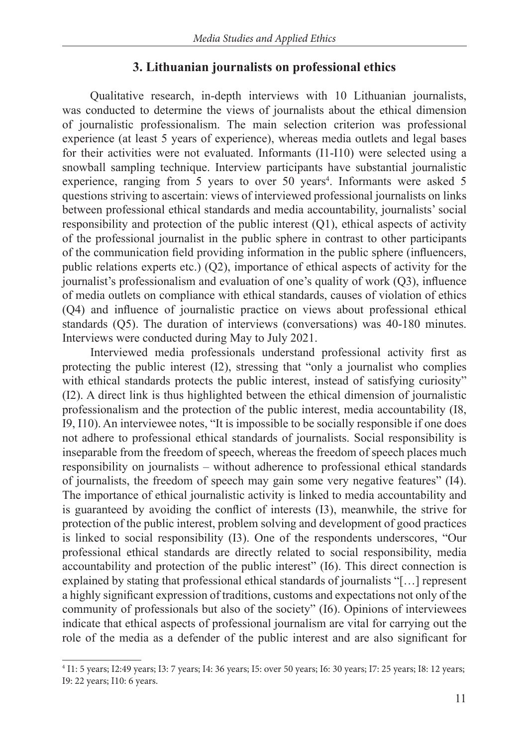## 3. Lithuanian journalists on professional ethics

Qualitative research, in-depth interviews with 10 Lithuanian journalists, was conducted to determine the views of journalists about the ethical dimension of journalistic professionalism. The main selection criterion was professional experience (at least 5 years of experience), whereas media outlets and legal bases for their activities were not evaluated. Informants (I1-I10) were selected using a snowball sampling technique. Interview participants have substantial journalistic experience, ranging from 5 years to over 50 years[4]. Informants were asked 5 questions striving to ascertain: views of interviewed professional journalists on links between professional ethical standards and media accountability, journalists' social responsibility and protection of the public interest (Q1), ethical aspects of activity of the professional journalist in the public sphere in contrast to other participants of the communication field providing information in the public sphere (influencers, public relations experts etc.) (Q2), importance of ethical aspects of activity for the journalist's professionalism and evaluation of one's quality of work (Q3), influence of media outlets on compliance with ethical standards, causes of violation of ethics (Q4) and influence of journalistic practice on views about professional ethical standards (Q5). The duration of interviews (conversations) was 40-180 minutes. Interviews were conducted during May to July 2021.

Interviewed media professionals understand professional activity first as protecting the public interest (I2), stressing that "only a journalist who complies with ethical standards protects the public interest, instead of satisfying curiosity" (I2). A direct link is thus highlighted between the ethical dimension of journalistic professionalism and the protection of the public interest, media accountability (I8, I9, I10). An interviewee notes, "It is impossible to be socially responsible if one does not adhere to professional ethical standards of journalists. Social responsibility is inseparable from the freedom of speech, whereas the freedom of speech places much responsibility on journalists – without adherence to professional ethical standards of journalists, the freedom of speech may gain some very negative features" (I4). The importance of ethical journalistic activity is linked to media accountability and is guaranteed by avoiding the conflict of interests (I3), meanwhile, the strive for protection of the public interest, problem solving and development of good practices is linked to social responsibility (I3). One of the respondents underscores, "Our professional ethical standards are directly related to social responsibility, media accountability and protection of the public interest" (I6). This direct connection is explained by stating that professional ethical standards of journalists "[…] represent a highly significant expression of traditions, customs and expectations not only of the community of professionals but also of the society" (I6). Opinions of interviewees indicate that ethical aspects of professional journalism are vital for carrying out the role of the media as a defender of the public interest and are also significant for

---

[4] I1: 5 years; I2:49 years; I3: 7 years; I4: 36 years; I5: over 50 years; I6: 30 years; I7: 25 years; I8: 12 years; I9: 22 years; I10: 6 years.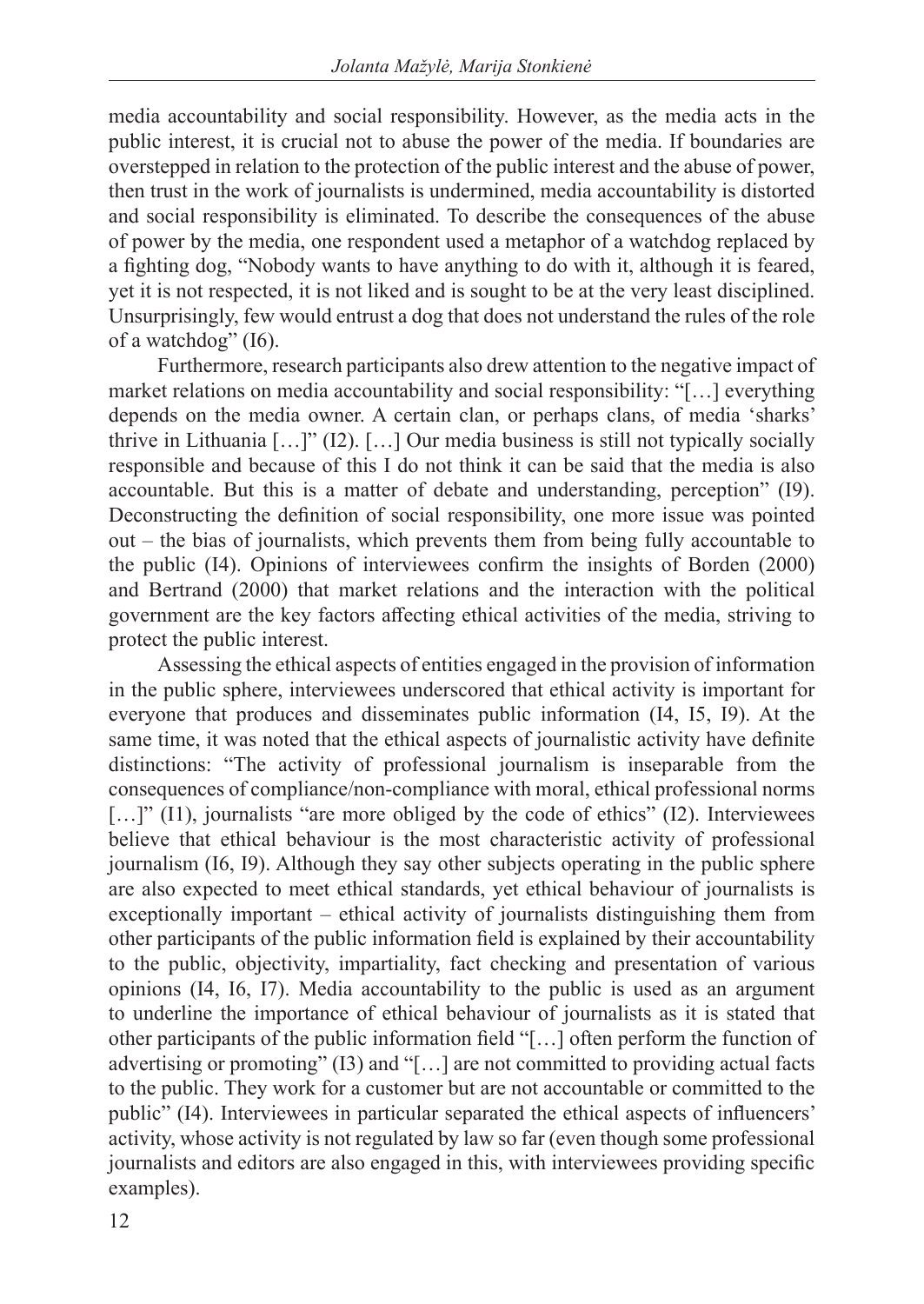media accountability and social responsibility. However, as the media acts in the public interest, it is crucial not to abuse the power of the media. If boundaries are overstepped in relation to the protection of the public interest and the abuse of power, then trust in the work of journalists is undermined, media accountability is distorted and social responsibility is eliminated. To describe the consequences of the abuse of power by the media, one respondent used a metaphor of a watchdog replaced by a fighting dog, "Nobody wants to have anything to do with it, although it is feared, yet it is not respected, it is not liked and is sought to be at the very least disciplined. Unsurprisingly, few would entrust a dog that does not understand the rules of the role of a watchdog" (I6).

Furthermore, research participants also drew attention to the negative impact of market relations on media accountability and social responsibility: "[…] everything depends on the media owner. A certain clan, or perhaps clans, of media 'sharks' thrive in Lithuania […]" (I2). […] Our media business is still not typically socially responsible and because of this I do not think it can be said that the media is also accountable. But this is a matter of debate and understanding, perception" (I9). Deconstructing the definition of social responsibility, one more issue was pointed out – the bias of journalists, which prevents them from being fully accountable to the public (I4). Opinions of interviewees confirm the insights of Borden (2000) and Bertrand (2000) that market relations and the interaction with the political government are the key factors affecting ethical activities of the media, striving to protect the public interest.

Assessing the ethical aspects of entities engaged in the provision of information in the public sphere, interviewees underscored that ethical activity is important for everyone that produces and disseminates public information (I4, I5, I9). At the same time, it was noted that the ethical aspects of journalistic activity have definite distinctions: "The activity of professional journalism is inseparable from the consequences of compliance/non-compliance with moral, ethical professional norms […]" (I1), journalists "are more obliged by the code of ethics" (I2). Interviewees believe that ethical behaviour is the most characteristic activity of professional journalism (I6, I9). Although they say other subjects operating in the public sphere are also expected to meet ethical standards, yet ethical behaviour of journalists is exceptionally important – ethical activity of journalists distinguishing them from other participants of the public information field is explained by their accountability to the public, objectivity, impartiality, fact checking and presentation of various opinions (I4, I6, I7). Media accountability to the public is used as an argument to underline the importance of ethical behaviour of journalists as it is stated that other participants of the public information field "[…] often perform the function of advertising or promoting" (I3) and "[…] are not committed to providing actual facts to the public. They work for a customer but are not accountable or committed to the public" (I4). Interviewees in particular separated the ethical aspects of influencers' activity, whose activity is not regulated by law so far (even though some professional journalists and editors are also engaged in this, with interviewees providing specific examples).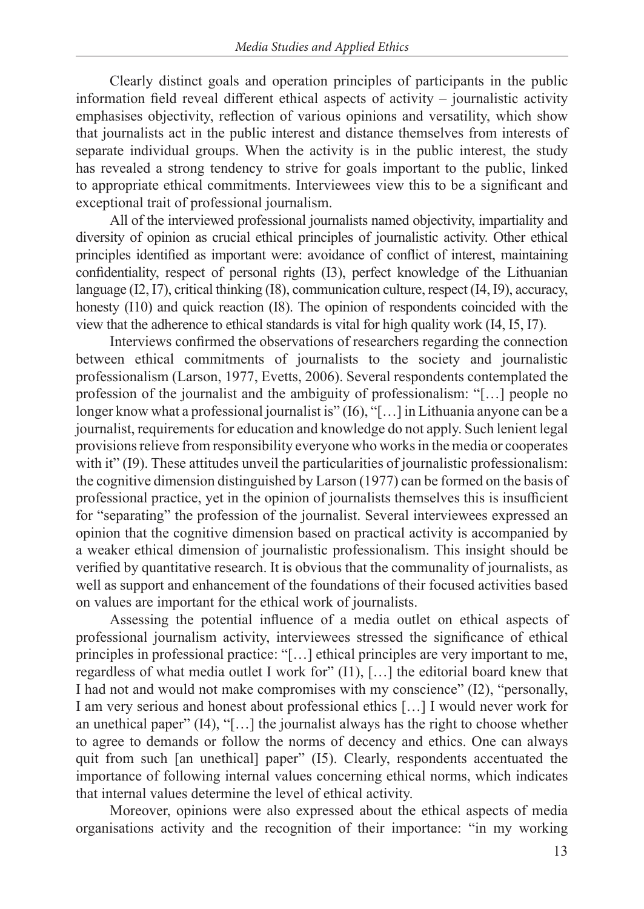Clearly distinct goals and operation principles of participants in the public information field reveal different ethical aspects of activity – journalistic activity emphasises objectivity, reflection of various opinions and versatility, which show that journalists act in the public interest and distance themselves from interests of separate individual groups. When the activity is in the public interest, the study has revealed a strong tendency to strive for goals important to the public, linked to appropriate ethical commitments. Interviewees view this to be a significant and exceptional trait of professional journalism.

All of the interviewed professional journalists named objectivity, impartiality and diversity of opinion as crucial ethical principles of journalistic activity. Other ethical principles identified as important were: avoidance of conflict of interest, maintaining confidentiality, respect of personal rights (I3), perfect knowledge of the Lithuanian language (I2, I7), critical thinking (I8), communication culture, respect (I4, I9), accuracy, honesty (I10) and quick reaction (I8). The opinion of respondents coincided with the view that the adherence to ethical standards is vital for high quality work (I4, I5, I7).

Interviews confirmed the observations of researchers regarding the connection between ethical commitments of journalists to the society and journalistic professionalism (Larson, 1977, Evetts, 2006). Several respondents contemplated the profession of the journalist and the ambiguity of professionalism: "[…] people no longer know what a professional journalist is" (I6), "[…] in Lithuania anyone can be a journalist, requirements for education and knowledge do not apply. Such lenient legal provisions relieve from responsibility everyone who works in the media or cooperates with it" (I9). These attitudes unveil the particularities of journalistic professionalism: the cognitive dimension distinguished by Larson (1977) can be formed on the basis of professional practice, yet in the opinion of journalists themselves this is insufficient for "separating" the profession of the journalist. Several interviewees expressed an opinion that the cognitive dimension based on practical activity is accompanied by a weaker ethical dimension of journalistic professionalism. This insight should be verified by quantitative research. It is obvious that the communality of journalists, as well as support and enhancement of the foundations of their focused activities based on values are important for the ethical work of journalists.

Assessing the potential influence of a media outlet on ethical aspects of professional journalism activity, interviewees stressed the significance of ethical principles in professional practice: "[…] ethical principles are very important to me, regardless of what media outlet I work for" (I1), […] the editorial board knew that I had not and would not make compromises with my conscience" (I2), "personally, I am very serious and honest about professional ethics […] I would never work for an unethical paper" (I4), "[…] the journalist always has the right to choose whether to agree to demands or follow the norms of decency and ethics. One can always quit from such [an unethical] paper" (I5). Clearly, respondents accentuated the importance of following internal values concerning ethical norms, which indicates that internal values determine the level of ethical activity.

Moreover, opinions were also expressed about the ethical aspects of media organisations activity and the recognition of their importance: "in my working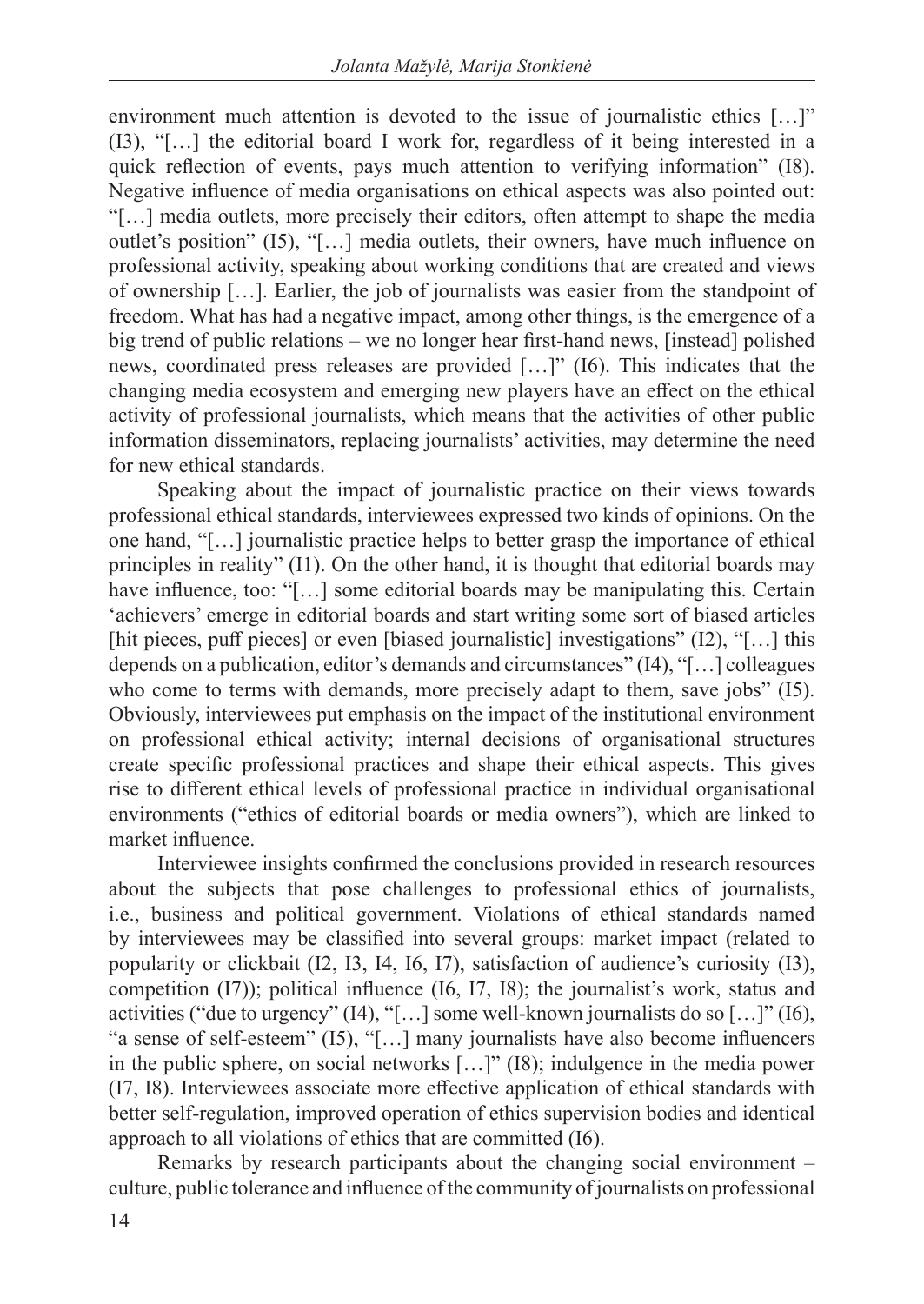environment much attention is devoted to the issue of journalistic ethics […]" (I3), "[…] the editorial board I work for, regardless of it being interested in a quick reflection of events, pays much attention to verifying information" (I8). Negative influence of media organisations on ethical aspects was also pointed out: "[…] media outlets, more precisely their editors, often attempt to shape the media outlet's position" (I5), "[…] media outlets, their owners, have much influence on professional activity, speaking about working conditions that are created and views of ownership […]. Earlier, the job of journalists was easier from the standpoint of freedom. What has had a negative impact, among other things, is the emergence of a big trend of public relations – we no longer hear first-hand news, [instead] polished news, coordinated press releases are provided […]" (I6). This indicates that the changing media ecosystem and emerging new players have an effect on the ethical activity of professional journalists, which means that the activities of other public information disseminators, replacing journalists' activities, may determine the need for new ethical standards.

Speaking about the impact of journalistic practice on their views towards professional ethical standards, interviewees expressed two kinds of opinions. On the one hand, "[…] journalistic practice helps to better grasp the importance of ethical principles in reality" (I1). On the other hand, it is thought that editorial boards may have influence, too: "[…] some editorial boards may be manipulating this. Certain 'achievers' emerge in editorial boards and start writing some sort of biased articles [hit pieces, puff pieces] or even [biased journalistic] investigations" (I2), "[…] this depends on a publication, editor's demands and circumstances" (I4), "[…] colleagues who come to terms with demands, more precisely adapt to them, save jobs" (I5). Obviously, interviewees put emphasis on the impact of the institutional environment on professional ethical activity; internal decisions of organisational structures create specific professional practices and shape their ethical aspects. This gives rise to different ethical levels of professional practice in individual organisational environments ("ethics of editorial boards or media owners"), which are linked to market influence.

Interviewee insights confirmed the conclusions provided in research resources about the subjects that pose challenges to professional ethics of journalists, i.e., business and political government. Violations of ethical standards named by interviewees may be classified into several groups: market impact (related to popularity or clickbait (I2, I3, I4, I6, I7), satisfaction of audience's curiosity (I3), competition (I7)); political influence (I6, I7, I8); the journalist's work, status and activities ("due to urgency" (I4), "[…] some well-known journalists do so […]" (I6), "a sense of self-esteem" (I5), "[…] many journalists have also become influencers in the public sphere, on social networks […]" (I8); indulgence in the media power (I7, I8). Interviewees associate more effective application of ethical standards with better self-regulation, improved operation of ethics supervision bodies and identical approach to all violations of ethics that are committed (I6).

Remarks by research participants about the changing social environment – culture, public tolerance and influence of the community of journalists on professional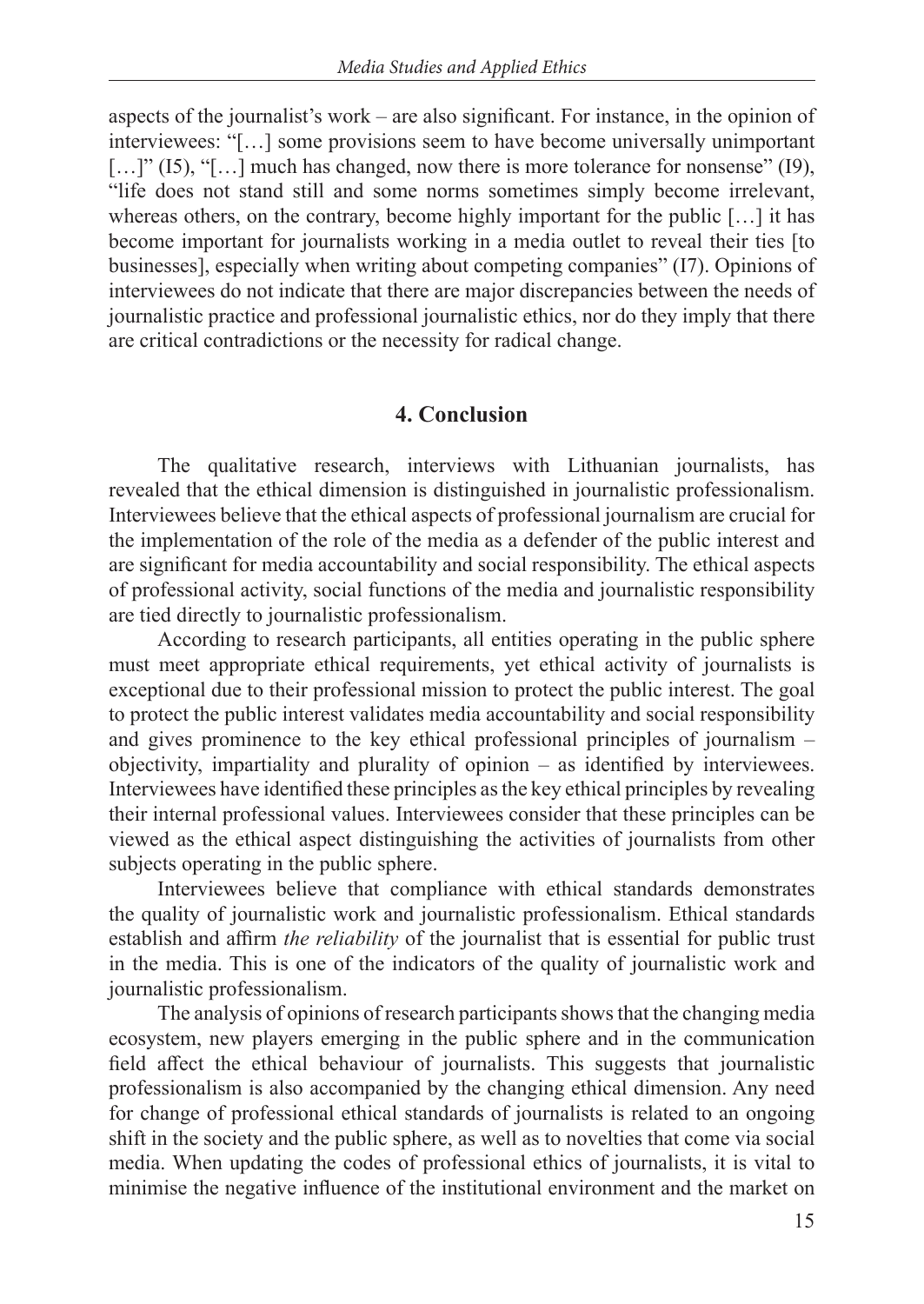aspects of the journalist's work – are also significant. For instance, in the opinion of interviewees: "[…] some provisions seem to have become universally unimportant […]" (I5), "[…] much has changed, now there is more tolerance for nonsense" (I9), "life does not stand still and some norms sometimes simply become irrelevant, whereas others, on the contrary, become highly important for the public […] it has become important for journalists working in a media outlet to reveal their ties [to businesses], especially when writing about competing companies" (I7). Opinions of interviewees do not indicate that there are major discrepancies between the needs of journalistic practice and professional journalistic ethics, nor do they imply that there are critical contradictions or the necessity for radical change.

## 4. Conclusion

The qualitative research, interviews with Lithuanian journalists, has revealed that the ethical dimension is distinguished in journalistic professionalism. Interviewees believe that the ethical aspects of professional journalism are crucial for the implementation of the role of the media as a defender of the public interest and are significant for media accountability and social responsibility. The ethical aspects of professional activity, social functions of the media and journalistic responsibility are tied directly to journalistic professionalism.

According to research participants, all entities operating in the public sphere must meet appropriate ethical requirements, yet ethical activity of journalists is exceptional due to their professional mission to protect the public interest. The goal to protect the public interest validates media accountability and social responsibility and gives prominence to the key ethical professional principles of journalism – objectivity, impartiality and plurality of opinion – as identified by interviewees. Interviewees have identified these principles as the key ethical principles by revealing their internal professional values. Interviewees consider that these principles can be viewed as the ethical aspect distinguishing the activities of journalists from other subjects operating in the public sphere.

Interviewees believe that compliance with ethical standards demonstrates the quality of journalistic work and journalistic professionalism. Ethical standards establish and affirm *the reliability* of the journalist that is essential for public trust in the media. This is one of the indicators of the quality of journalistic work and journalistic professionalism.

The analysis of opinions of research participants shows that the changing media ecosystem, new players emerging in the public sphere and in the communication field affect the ethical behaviour of journalists. This suggests that journalistic professionalism is also accompanied by the changing ethical dimension. Any need for change of professional ethical standards of journalists is related to an ongoing shift in the society and the public sphere, as well as to novelties that come via social media. When updating the codes of professional ethics of journalists, it is vital to minimise the negative influence of the institutional environment and the market on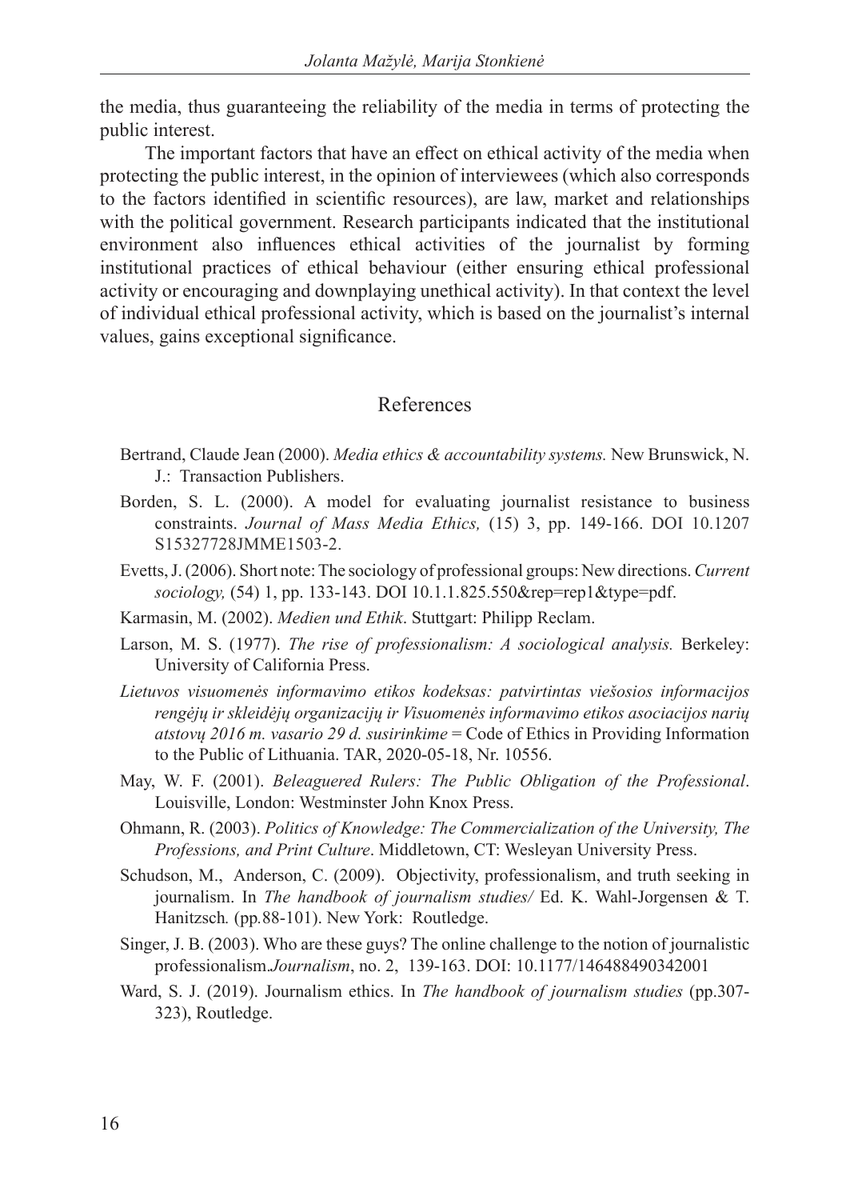the media, thus guaranteeing the reliability of the media in terms of protecting the public interest.

The important factors that have an effect on ethical activity of the media when protecting the public interest, in the opinion of interviewees (which also corresponds to the factors identified in scientific resources), are law, market and relationships with the political government. Research participants indicated that the institutional environment also influences ethical activities of the journalist by forming institutional practices of ethical behaviour (either ensuring ethical professional activity or encouraging and downplaying unethical activity). In that context the level of individual ethical professional activity, which is based on the journalist's internal values, gains exceptional significance.

## References

Bertrand, Claude Jean (2000). *Media ethics & accountability systems.* New Brunswick, N. J.: Transaction Publishers.

Borden, S. L. (2000). A model for evaluating journalist resistance to business constraints. *Journal of Mass Media Ethics,* (15) 3, pp. 149-166. DOI 10.1207 S15327728JMME1503-2.

Evetts, J. (2006). Short note: The sociology of professional groups: New directions. *Current sociology,* (54) 1, pp. 133-143. DOI 10.1.1.825.550&rep=rep1&type=pdf.

Karmasin, M. (2002). *Medien und Ethik*. Stuttgart: Philipp Reclam.

Larson, M. S. (1977). *The rise of professionalism: A sociological analysis.* Berkeley: University of California Press.

*Lietuvos visuomenės informavimo etikos kodeksas: patvirtintas viešosios informacijos rengėjų ir skleidėjų organizacijų ir Visuomenės informavimo etikos asociacijos narių atstovų 2016 m. vasario 29 d. susirinkime* = Code of Ethics in Providing Information to the Public of Lithuania. TAR, 2020-05-18, Nr. 10556.

May, W. F. (2001). *Beleaguered Rulers: The Public Obligation of the Professional*. Louisville, London: Westminster John Knox Press.

Ohmann, R. (2003). *Politics of Knowledge: The Commercialization of the University, The Professions, and Print Culture*. Middletown, CT: Wesleyan University Press.

Schudson, M., Anderson, C. (2009). Objectivity, professionalism, and truth seeking in journalism. In *The handbook of journalism studies/* Ed. K. Wahl-Jorgensen & T. Hanitzsch*.* (pp.88-101). New York: Routledge.

Singer, J. B. (2003). Who are these guys? The online challenge to the notion of journalistic professionalism.*Journalism*, no. 2, 139-163. DOI: 10.1177/146488490342001

Ward, S. J. (2019). Journalism ethics. In *The handbook of journalism studies* (pp.307-323), Routledge.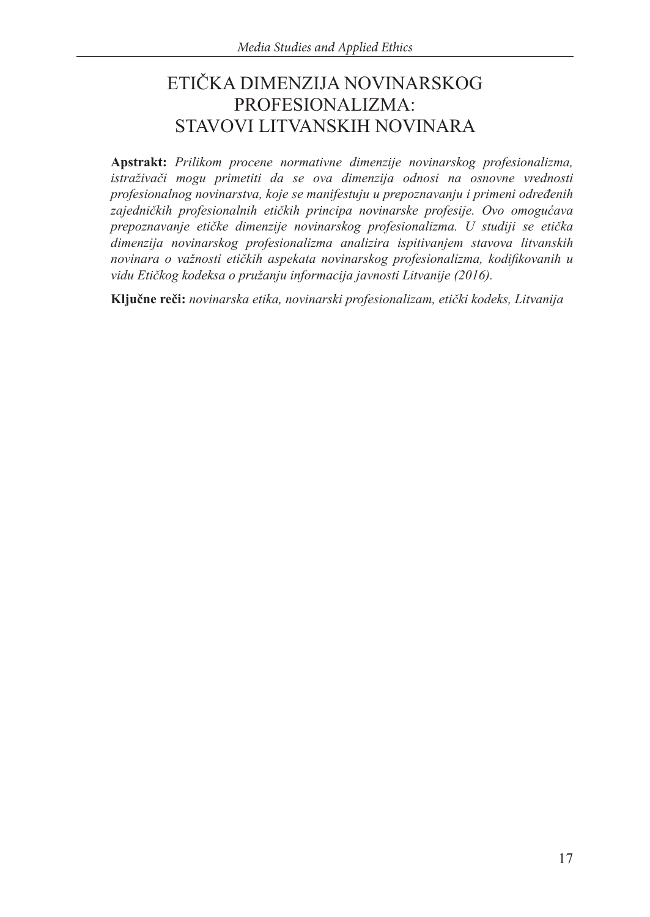# ETIČKA DIMENZIJA NOVINARSKOG PROFESIONALIZMA: STAVOVI LITVANSKIH NOVINARA

**Apstrakt:** *Prilikom procene normativne dimenzije novinarskog profesionalizma, istraživači mogu primetiti da se ova dimenzija odnosi na osnovne vrednosti profesionalnog novinarstva, koje se manifestuju u prepoznavanju i primeni određenih zajedničkih profesionalnih etičkih principa novinarske profesije. Ovo omogućava prepoznavanje etičke dimenzije novinarskog profesionalizma. U studiji se etička dimenzija novinarskog profesionalizma analizira ispitivanjem stavova litvanskih novinara o važnosti etičkih aspekata novinarskog profesionalizma, kodifikovanih u vidu Etičkog kodeksa o pružanju informacija javnosti Litvanije (2016).*

**Ključne reči:** *novinarska etika, novinarski profesionalizam, etički kodeks, Litvanija*